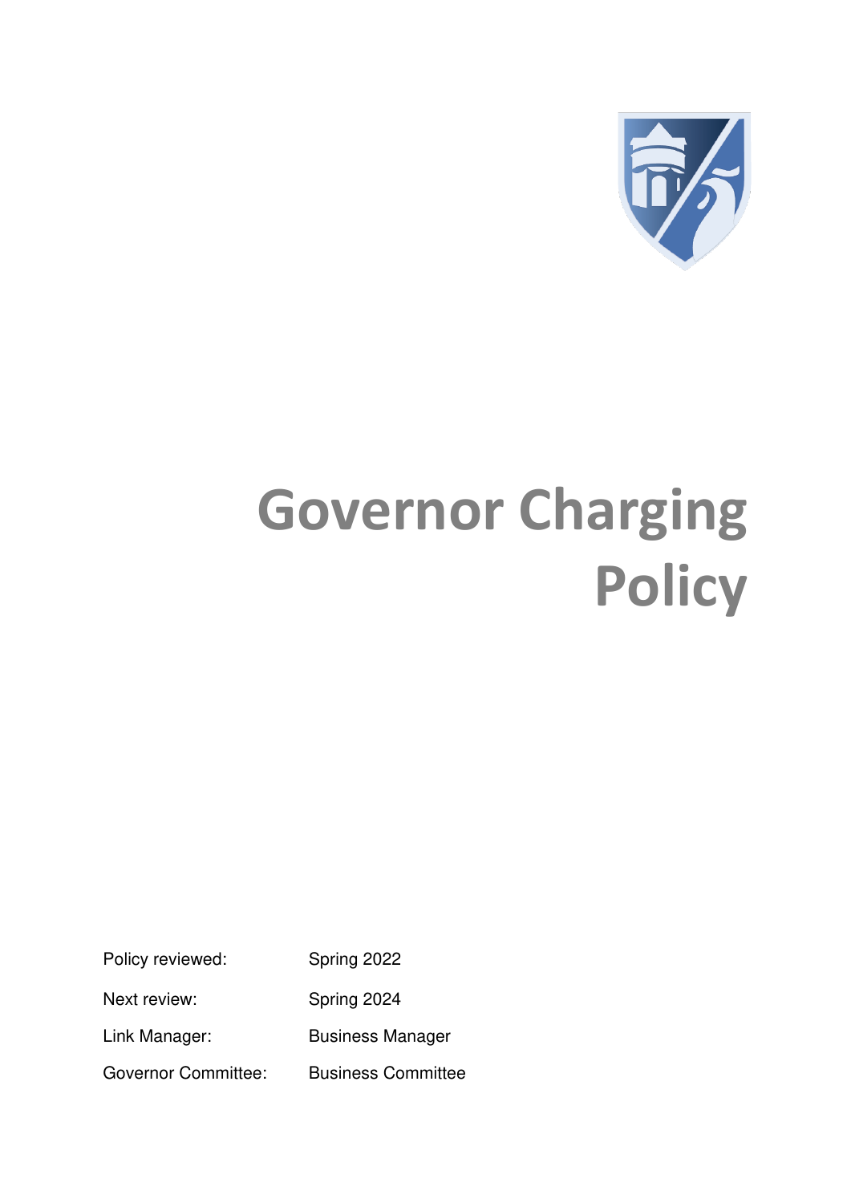# Governor Charging Policy

| | |
|---|---|
| Policy reviewed: | Spring 2022 |
| Next review: | Spring 2024 |
| Link Manager: | Business Manager |
| Governor Committee: | Business Committee |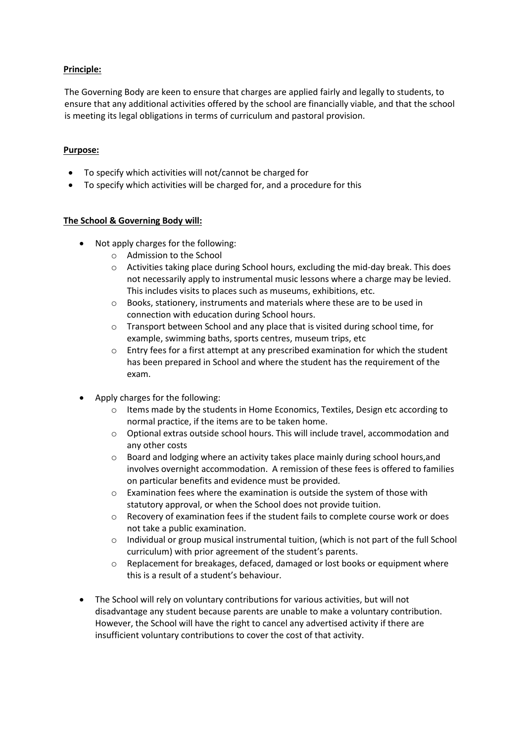**Principle:**

The Governing Body are keen to ensure that charges are applied fairly and legally to students, to ensure that any additional activities offered by the school are financially viable, and that the school is meeting its legal obligations in terms of curriculum and pastoral provision.

**Purpose:**

- To specify which activities will not/cannot be charged for
- To specify which activities will be charged for, and a procedure for this

**The School & Governing Body will:**

- Not apply charges for the following:
  - Admission to the School
  - Activities taking place during School hours, excluding the mid-day break. This does not necessarily apply to instrumental music lessons where a charge may be levied. This includes visits to places such as museums, exhibitions, etc.
  - Books, stationery, instruments and materials where these are to be used in connection with education during School hours.
  - Transport between School and any place that is visited during school time, for example, swimming baths, sports centres, museum trips, etc
  - Entry fees for a first attempt at any prescribed examination for which the student has been prepared in School and where the student has the requirement of the exam.
- Apply charges for the following:
  - Items made by the students in Home Economics, Textiles, Design etc according to normal practice, if the items are to be taken home.
  - Optional extras outside school hours. This will include travel, accommodation and any other costs
  - Board and lodging where an activity takes place mainly during school hours,and involves overnight accommodation. A remission of these fees is offered to families on particular benefits and evidence must be provided.
  - Examination fees where the examination is outside the system of those with statutory approval, or when the School does not provide tuition.
  - Recovery of examination fees if the student fails to complete course work or does not take a public examination.
  - Individual or group musical instrumental tuition, (which is not part of the full School curriculum) with prior agreement of the student's parents.
  - Replacement for breakages, defaced, damaged or lost books or equipment where this is a result of a student's behaviour.
- The School will rely on voluntary contributions for various activities, but will not disadvantage any student because parents are unable to make a voluntary contribution. However, the School will have the right to cancel any advertised activity if there are insufficient voluntary contributions to cover the cost of that activity.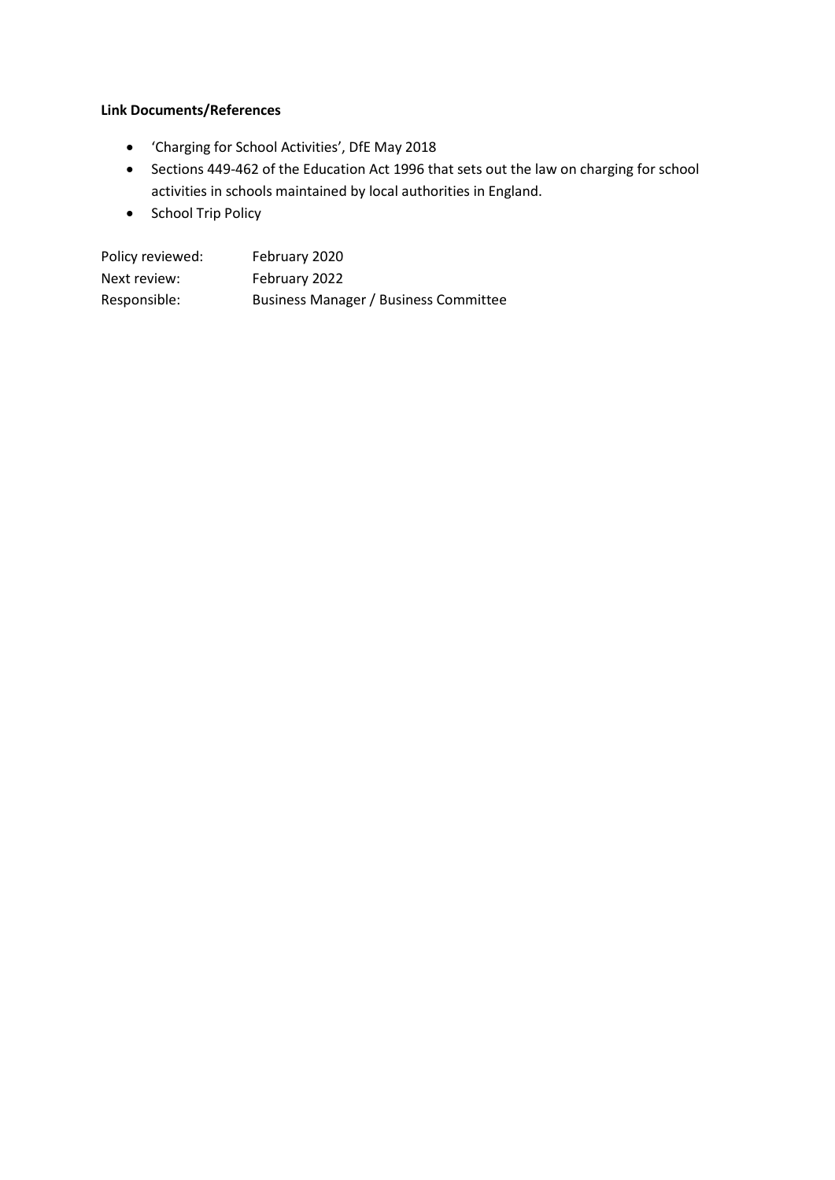**Link Documents/References**

- 'Charging for School Activities', DfE May 2018
- Sections 449-462 of the Education Act 1996 that sets out the law on charging for school activities in schools maintained by local authorities in England.
- School Trip Policy

| | |
|---|---|
| Policy reviewed: | February 2020 |
| Next review: | February 2022 |
| Responsible: | Business Manager / Business Committee |